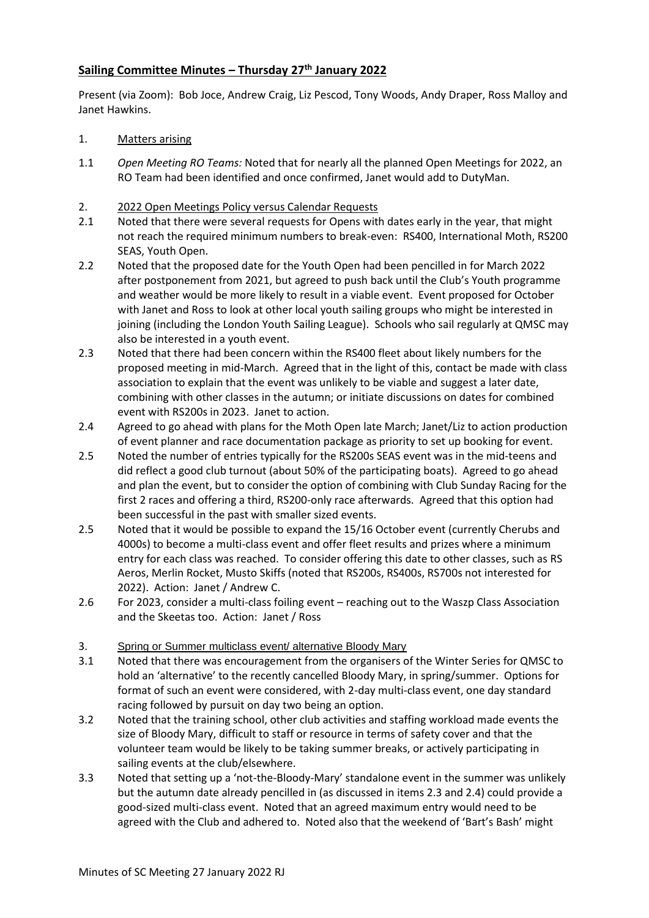## Sailing Committee Minutes – Thursday 27th January 2022

Present (via Zoom): Bob Joce, Andrew Craig, Liz Pescod, Tony Woods, Andy Draper, Ross Malloy and Janet Hawkins.

1. Matters arising

1.1 *Open Meeting RO Teams:* Noted that for nearly all the planned Open Meetings for 2022, an RO Team had been identified and once confirmed, Janet would add to DutyMan.

2. 2022 Open Meetings Policy versus Calendar Requests

2.1 Noted that there were several requests for Opens with dates early in the year, that might not reach the required minimum numbers to break-even: RS400, International Moth, RS200 SEAS, Youth Open.

2.2 Noted that the proposed date for the Youth Open had been pencilled in for March 2022 after postponement from 2021, but agreed to push back until the Club's Youth programme and weather would be more likely to result in a viable event. Event proposed for October with Janet and Ross to look at other local youth sailing groups who might be interested in joining (including the London Youth Sailing League). Schools who sail regularly at QMSC may also be interested in a youth event.

2.3 Noted that there had been concern within the RS400 fleet about likely numbers for the proposed meeting in mid-March. Agreed that in the light of this, contact be made with class association to explain that the event was unlikely to be viable and suggest a later date, combining with other classes in the autumn; or initiate discussions on dates for combined event with RS200s in 2023. Janet to action.

2.4 Agreed to go ahead with plans for the Moth Open late March; Janet/Liz to action production of event planner and race documentation package as priority to set up booking for event.

2.5 Noted the number of entries typically for the RS200s SEAS event was in the mid-teens and did reflect a good club turnout (about 50% of the participating boats). Agreed to go ahead and plan the event, but to consider the option of combining with Club Sunday Racing for the first 2 races and offering a third, RS200-only race afterwards. Agreed that this option had been successful in the past with smaller sized events.

2.5 Noted that it would be possible to expand the 15/16 October event (currently Cherubs and 4000s) to become a multi-class event and offer fleet results and prizes where a minimum entry for each class was reached. To consider offering this date to other classes, such as RS Aeros, Merlin Rocket, Musto Skiffs (noted that RS200s, RS400s, RS700s not interested for 2022). Action: Janet / Andrew C.

2.6 For 2023, consider a multi-class foiling event – reaching out to the Waszp Class Association and the Skeetas too. Action: Janet / Ross

3. Spring or Summer multiclass event/ alternative Bloody Mary

3.1 Noted that there was encouragement from the organisers of the Winter Series for QMSC to hold an 'alternative' to the recently cancelled Bloody Mary, in spring/summer. Options for format of such an event were considered, with 2-day multi-class event, one day standard racing followed by pursuit on day two being an option.

3.2 Noted that the training school, other club activities and staffing workload made events the size of Bloody Mary, difficult to staff or resource in terms of safety cover and that the volunteer team would be likely to be taking summer breaks, or actively participating in sailing events at the club/elsewhere.

3.3 Noted that setting up a 'not-the-Bloody-Mary' standalone event in the summer was unlikely but the autumn date already pencilled in (as discussed in items 2.3 and 2.4) could provide a good-sized multi-class event. Noted that an agreed maximum entry would need to be agreed with the Club and adhered to. Noted also that the weekend of 'Bart's Bash' might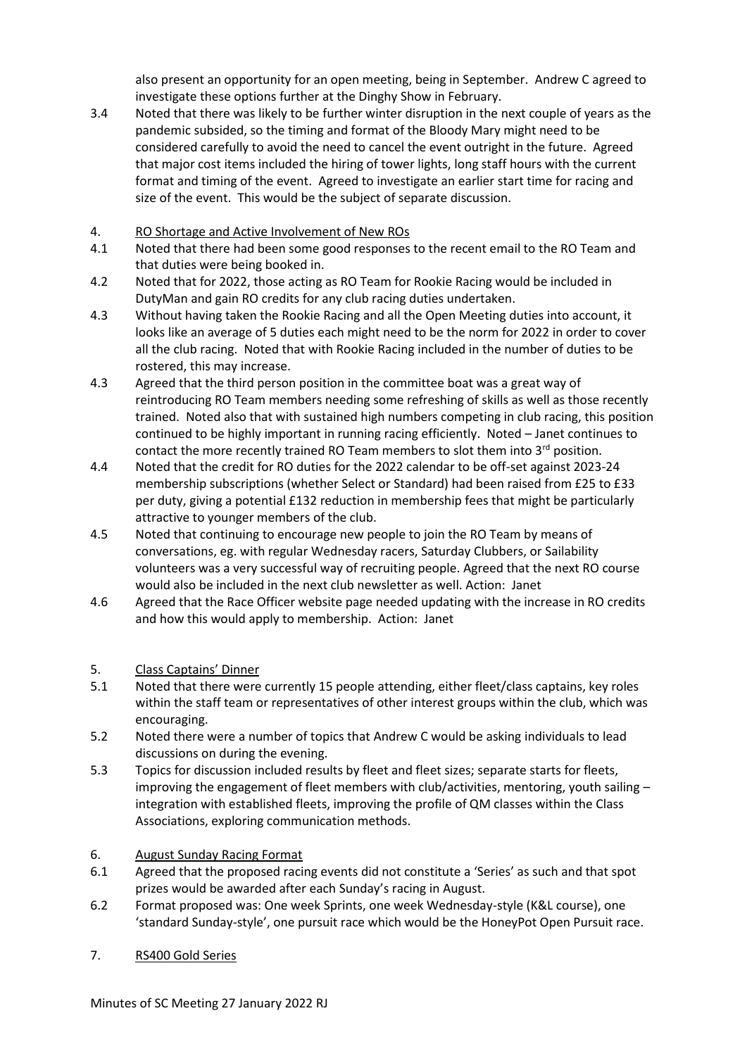also present an opportunity for an open meeting, being in September. Andrew C agreed to investigate these options further at the Dinghy Show in February.

3.4 Noted that there was likely to be further winter disruption in the next couple of years as the pandemic subsided, so the timing and format of the Bloody Mary might need to be considered carefully to avoid the need to cancel the event outright in the future. Agreed that major cost items included the hiring of tower lights, long staff hours with the current format and timing of the event. Agreed to investigate an earlier start time for racing and size of the event. This would be the subject of separate discussion.

4. <u>RO Shortage and Active Involvement of New ROs</u>

4.1 Noted that there had been some good responses to the recent email to the RO Team and that duties were being booked in.

4.2 Noted that for 2022, those acting as RO Team for Rookie Racing would be included in DutyMan and gain RO credits for any club racing duties undertaken.

4.3 Without having taken the Rookie Racing and all the Open Meeting duties into account, it looks like an average of 5 duties each might need to be the norm for 2022 in order to cover all the club racing. Noted that with Rookie Racing included in the number of duties to be rostered, this may increase.

4.3 Agreed that the third person position in the committee boat was a great way of reintroducing RO Team members needing some refreshing of skills as well as those recently trained. Noted also that with sustained high numbers competing in club racing, this position continued to be highly important in running racing efficiently. Noted – Janet continues to contact the more recently trained RO Team members to slot them into 3rd position.

4.4 Noted that the credit for RO duties for the 2022 calendar to be off-set against 2023-24 membership subscriptions (whether Select or Standard) had been raised from £25 to £33 per duty, giving a potential £132 reduction in membership fees that might be particularly attractive to younger members of the club.

4.5 Noted that continuing to encourage new people to join the RO Team by means of conversations, eg. with regular Wednesday racers, Saturday Clubbers, or Sailability volunteers was a very successful way of recruiting people. Agreed that the next RO course would also be included in the next club newsletter as well. Action: Janet

4.6 Agreed that the Race Officer website page needed updating with the increase in RO credits and how this would apply to membership. Action: Janet

5. <u>Class Captains' Dinner</u>

5.1 Noted that there were currently 15 people attending, either fleet/class captains, key roles within the staff team or representatives of other interest groups within the club, which was encouraging.

5.2 Noted there were a number of topics that Andrew C would be asking individuals to lead discussions on during the evening.

5.3 Topics for discussion included results by fleet and fleet sizes; separate starts for fleets, improving the engagement of fleet members with club/activities, mentoring, youth sailing – integration with established fleets, improving the profile of QM classes within the Class Associations, exploring communication methods.

6. <u>August Sunday Racing Format</u>

6.1 Agreed that the proposed racing events did not constitute a 'Series' as such and that spot prizes would be awarded after each Sunday's racing in August.

6.2 Format proposed was: One week Sprints, one week Wednesday-style (K&L course), one 'standard Sunday-style', one pursuit race which would be the HoneyPot Open Pursuit race.

7. <u>RS400 Gold Series</u>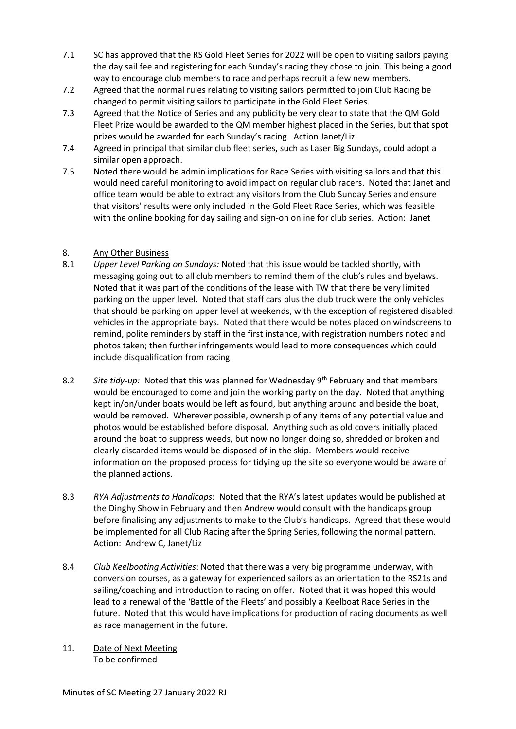7.1 SC has approved that the RS Gold Fleet Series for 2022 will be open to visiting sailors paying the day sail fee and registering for each Sunday's racing they chose to join. This being a good way to encourage club members to race and perhaps recruit a few new members.

7.2 Agreed that the normal rules relating to visiting sailors permitted to join Club Racing be changed to permit visiting sailors to participate in the Gold Fleet Series.

7.3 Agreed that the Notice of Series and any publicity be very clear to state that the QM Gold Fleet Prize would be awarded to the QM member highest placed in the Series, but that spot prizes would be awarded for each Sunday's racing. Action Janet/Liz

7.4 Agreed in principal that similar club fleet series, such as Laser Big Sundays, could adopt a similar open approach.

7.5 Noted there would be admin implications for Race Series with visiting sailors and that this would need careful monitoring to avoid impact on regular club racers. Noted that Janet and office team would be able to extract any visitors from the Club Sunday Series and ensure that visitors' results were only included in the Gold Fleet Race Series, which was feasible with the online booking for day sailing and sign-on online for club series. Action: Janet

8. <u>Any Other Business</u>

8.1 *Upper Level Parking on Sundays:* Noted that this issue would be tackled shortly, with messaging going out to all club members to remind them of the club's rules and byelaws. Noted that it was part of the conditions of the lease with TW that there be very limited parking on the upper level. Noted that staff cars plus the club truck were the only vehicles that should be parking on upper level at weekends, with the exception of registered disabled vehicles in the appropriate bays. Noted that there would be notes placed on windscreens to remind, polite reminders by staff in the first instance, with registration numbers noted and photos taken; then further infringements would lead to more consequences which could include disqualification from racing.

8.2 *Site tidy-up:* Noted that this was planned for Wednesday 9th February and that members would be encouraged to come and join the working party on the day. Noted that anything kept in/on/under boats would be left as found, but anything around and beside the boat, would be removed. Wherever possible, ownership of any items of any potential value and photos would be established before disposal. Anything such as old covers initially placed around the boat to suppress weeds, but now no longer doing so, shredded or broken and clearly discarded items would be disposed of in the skip. Members would receive information on the proposed process for tidying up the site so everyone would be aware of the planned actions.

8.3 *RYA Adjustments to Handicaps*: Noted that the RYA's latest updates would be published at the Dinghy Show in February and then Andrew would consult with the handicaps group before finalising any adjustments to make to the Club's handicaps. Agreed that these would be implemented for all Club Racing after the Spring Series, following the normal pattern. Action: Andrew C, Janet/Liz

8.4 *Club Keelboating Activities*: Noted that there was a very big programme underway, with conversion courses, as a gateway for experienced sailors as an orientation to the RS21s and sailing/coaching and introduction to racing on offer. Noted that it was hoped this would lead to a renewal of the 'Battle of the Fleets' and possibly a Keelboat Race Series in the future. Noted that this would have implications for production of racing documents as well as race management in the future.

11. <u>Date of Next Meeting</u>
To be confirmed